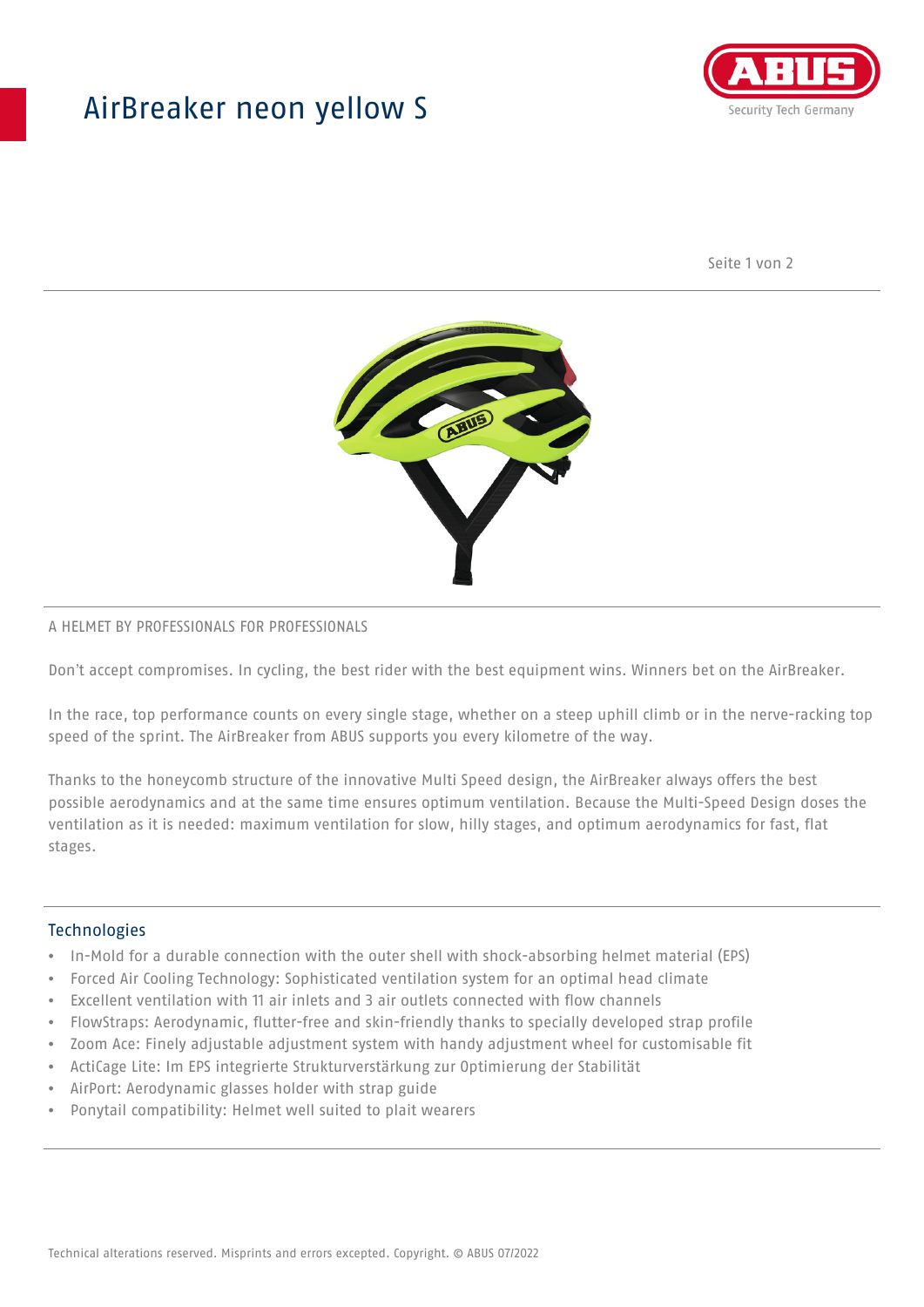# AirBreaker neon yellow S

A HELMET BY PROFESSIONALS FOR PROFESSIONALS

Don't accept compromises. In cycling, the best rider with the best equipment wins. Winners bet on the AirBreaker.

In the race, top performance counts on every single stage, whether on a steep uphill climb or in the nerve-racking top speed of the sprint. The AirBreaker from ABUS supports you every kilometre of the way.

Thanks to the honeycomb structure of the innovative Multi Speed design, the AirBreaker always offers the best possible aerodynamics and at the same time ensures optimum ventilation. Because the Multi-Speed Design doses the ventilation as it is needed: maximum ventilation for slow, hilly stages, and optimum aerodynamics for fast, flat stages.

## Technologies

- In-Mold for a durable connection with the outer shell with shock-absorbing helmet material (EPS)
- Forced Air Cooling Technology: Sophisticated ventilation system for an optimal head climate
- Excellent ventilation with 11 air inlets and 3 air outlets connected with flow channels
- FlowStraps: Aerodynamic, flutter-free and skin-friendly thanks to specially developed strap profile
- Zoom Ace: Finely adjustable adjustment system with handy adjustment wheel for customisable fit
- ActiCage Lite: Im EPS integrierte Strukturverstärkung zur Optimierung der Stabilität
- AirPort: Aerodynamic glasses holder with strap guide
- Ponytail compatibility: Helmet well suited to plait wearers

Technical alterations reserved. Misprints and errors excepted. Copyright. © ABUS 07/2022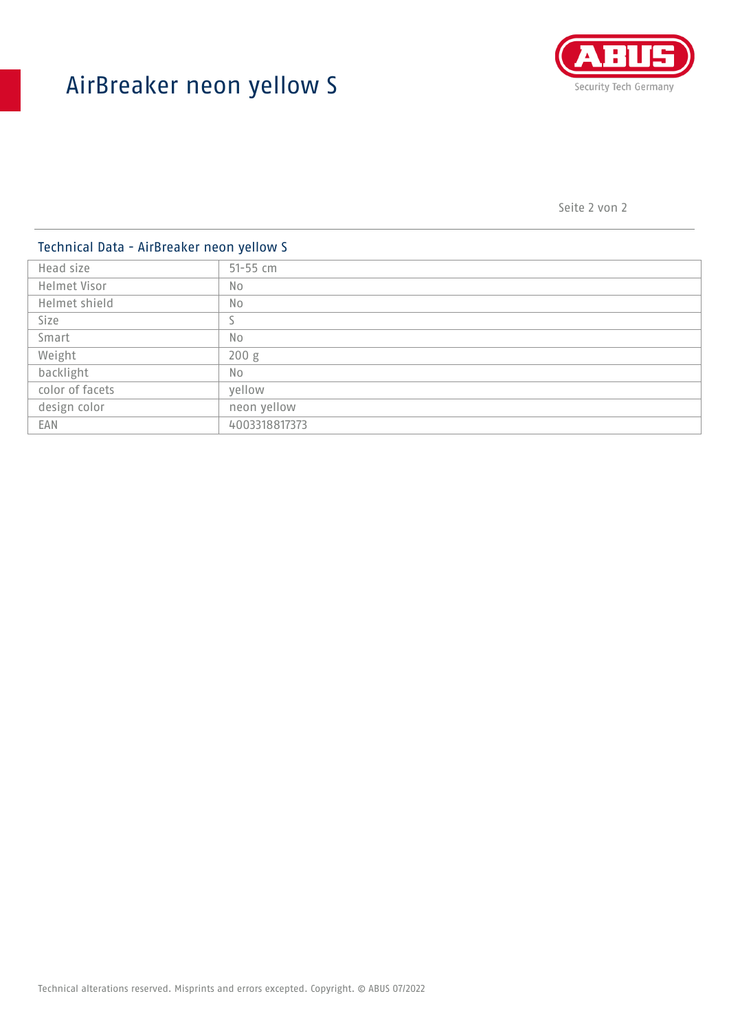# AirBreaker neon yellow S

## Technical Data - AirBreaker neon yellow S

| | |
|---|---|
| Head size | 51-55 cm |
| Helmet Visor | No |
| Helmet shield | No |
| Size | S |
| Smart | No |
| Weight | 200 g |
| backlight | No |
| color of facets | yellow |
| design color | neon yellow |
| EAN | 4003318817373 |

Technical alterations reserved. Misprints and errors excepted. Copyright. © ABUS 07/2022